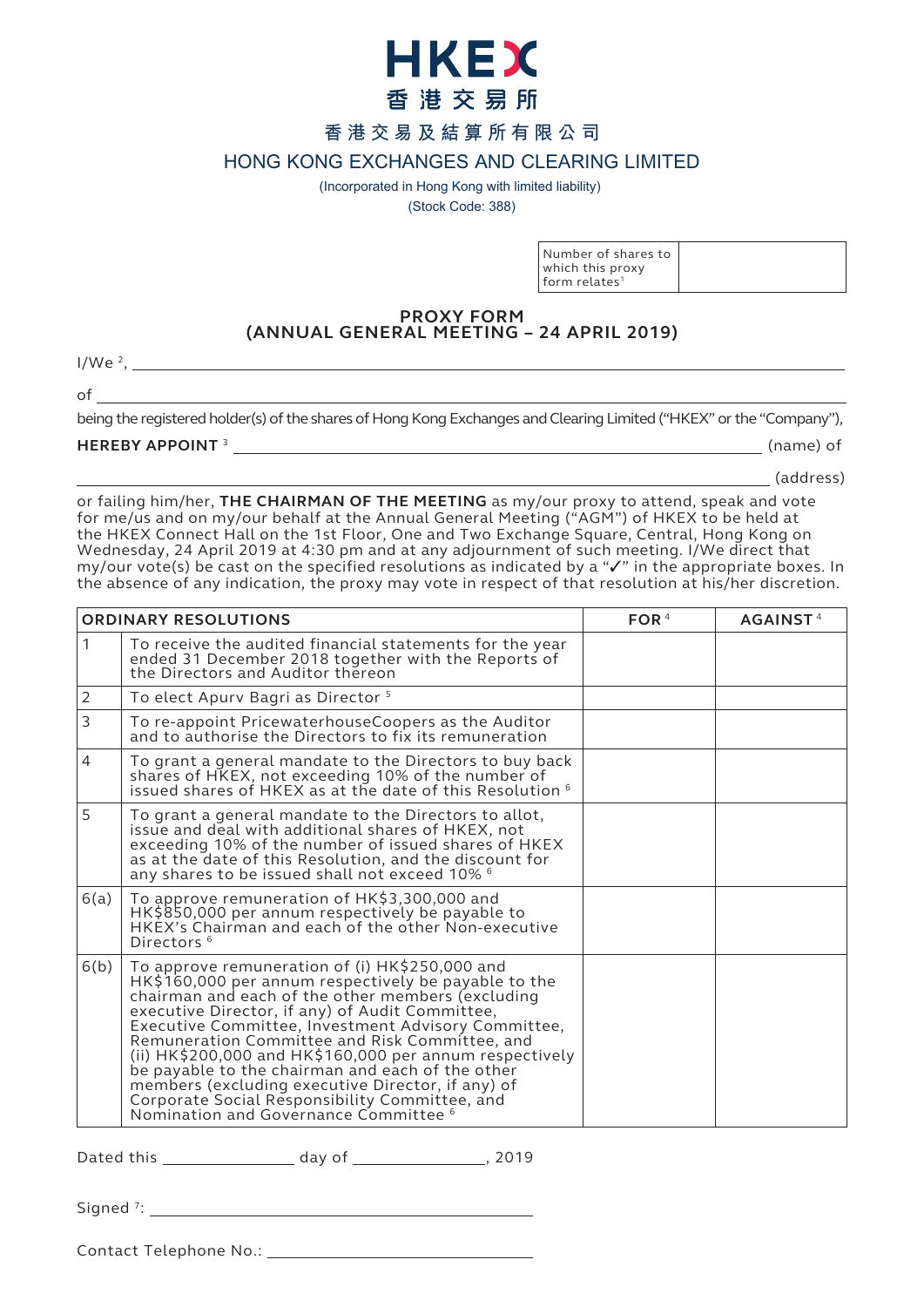# HKEX
# 香港交易所

香港交易及結算所有限公司

## HONG KONG EXCHANGES AND CLEARING LIMITED

(Incorporated in Hong Kong with limited liability)

(Stock Code: 388)

| Number of shares to which this proxy form relates[1] | |
|---|---|

## PROXY FORM
## (ANNUAL GENERAL MEETING – 24 APRIL 2019)

I/We [2], ______________________________________________

of ______________________________________________

being the registered holder(s) of the shares of Hong Kong Exchanges and Clearing Limited ("HKEX" or the "Company"),

**HEREBY APPOINT** [3] ______________________________________________ (name) of

______________________________________________ (address)

or failing him/her, **THE CHAIRMAN OF THE MEETING** as my/our proxy to attend, speak and vote for me/us and on my/our behalf at the Annual General Meeting ("AGM") of HKEX to be held at the HKEX Connect Hall on the 1st Floor, One and Two Exchange Square, Central, Hong Kong on Wednesday, 24 April 2019 at 4:30 pm and at any adjournment of such meeting. I/We direct that my/our vote(s) be cast on the specified resolutions as indicated by a "✓" in the appropriate boxes. In the absence of any indication, the proxy may vote in respect of that resolution at his/her discretion.

| ORDINARY RESOLUTIONS | | FOR [4] | AGAINST [4] |
|---|---|---|---|
| 1 | To receive the audited financial statements for the year ended 31 December 2018 together with the Reports of the Directors and Auditor thereon | | |
| 2 | To elect Apurv Bagri as Director [5] | | |
| 3 | To re-appoint PricewaterhouseCoopers as the Auditor and to authorise the Directors to fix its remuneration | | |
| 4 | To grant a general mandate to the Directors to buy back shares of HKEX, not exceeding 10% of the number of issued shares of HKEX as at the date of this Resolution [6] | | |
| 5 | To grant a general mandate to the Directors to allot, issue and deal with additional shares of HKEX, not exceeding 10% of the number of issued shares of HKEX as at the date of this Resolution, and the discount for any shares to be issued shall not exceed 10% [6] | | |
| 6(a) | To approve remuneration of HK$3,300,000 and HK$850,000 per annum respectively be payable to HKEX's Chairman and each of the other Non-executive Directors [6] | | |
| 6(b) | To approve remuneration of (i) HK$250,000 and HK$160,000 per annum respectively be payable to the chairman and each of the other members (excluding executive Director, if any) of Audit Committee, Executive Committee, Investment Advisory Committee, Remuneration Committee and Risk Committee, and (ii) HK$200,000 and HK$160,000 per annum respectively be payable to the chairman and each of the other members (excluding executive Director, if any) of Corporate Social Responsibility Committee, and Nomination and Governance Committee [6] | | |

Dated this ______________ day of ______________, 2019

Signed [7]: ______________________________________________

Contact Telephone No.: ______________________________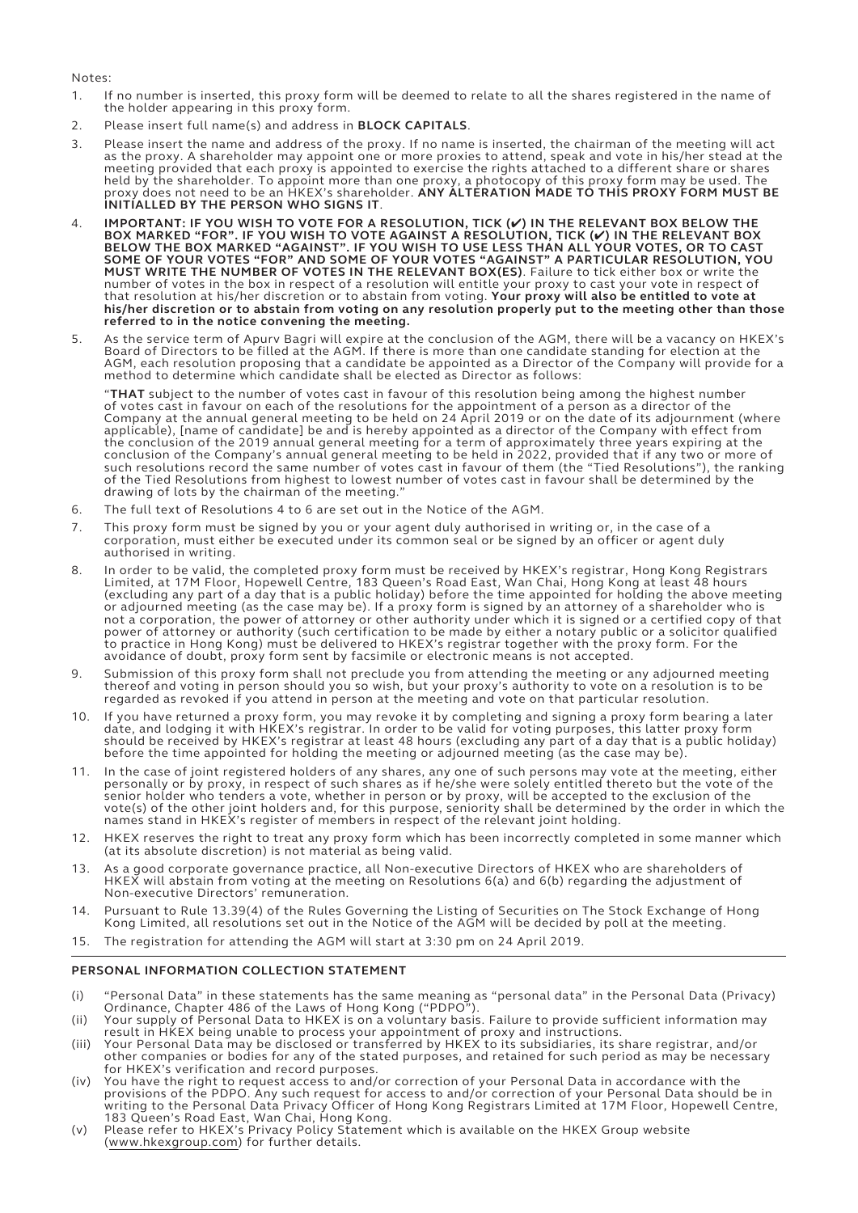Notes:

1. If no number is inserted, this proxy form will be deemed to relate to all the shares registered in the name of the holder appearing in this proxy form.
2. Please insert full name(s) and address in **BLOCK CAPITALS**.
3. Please insert the name and address of the proxy. If no name is inserted, the chairman of the meeting will act as the proxy. A shareholder may appoint one or more proxies to attend, speak and vote in his/her stead at the meeting provided that each proxy is appointed to exercise the rights attached to a different share or shares held by the shareholder. To appoint more than one proxy, a photocopy of this proxy form may be used. The proxy does not need to be an HKEX's shareholder. **ANY ALTERATION MADE TO THIS PROXY FORM MUST BE INITIALLED BY THE PERSON WHO SIGNS IT**.
4. **IMPORTANT: IF YOU WISH TO VOTE FOR A RESOLUTION, TICK (✔) IN THE RELEVANT BOX BELOW THE BOX MARKED "FOR". IF YOU WISH TO VOTE AGAINST A RESOLUTION, TICK (✔) IN THE RELEVANT BOX BELOW THE BOX MARKED "AGAINST". IF YOU WISH TO USE LESS THAN ALL YOUR VOTES, OR TO CAST SOME OF YOUR VOTES "FOR" AND SOME OF YOUR VOTES "AGAINST" A PARTICULAR RESOLUTION, YOU MUST WRITE THE NUMBER OF VOTES IN THE RELEVANT BOX(ES)**. Failure to tick either box or write the number of votes in the box in respect of a resolution will entitle your proxy to cast your vote in respect of that resolution at his/her discretion or to abstain from voting. **Your proxy will also be entitled to vote at his/her discretion or to abstain from voting on any resolution properly put to the meeting other than those referred to in the notice convening the meeting.**
5. As the service term of Apurv Bagri will expire at the conclusion of the AGM, there will be a vacancy on HKEX's Board of Directors to be filled at the AGM. If there is more than one candidate standing for election at the AGM, each resolution proposing that a candidate be appointed as a Director of the Company will provide for a method to determine which candidate shall be elected as Director as follows:

   "**THAT** subject to the number of votes cast in favour of this resolution being among the highest number of votes cast in favour on each of the resolutions for the appointment of a person as a director of the Company at the annual general meeting to be held on 24 April 2019 or on the date of its adjournment (where applicable), [name of candidate] be and is hereby appointed as a director of the Company with effect from the conclusion of the 2019 annual general meeting for a term of approximately three years expiring at the conclusion of the Company's annual general meeting to be held in 2022, provided that if any two or more of such resolutions record the same number of votes cast in favour of them (the "Tied Resolutions"), the ranking of the Tied Resolutions from highest to lowest number of votes cast in favour shall be determined by the drawing of lots by the chairman of the meeting."
6. The full text of Resolutions 4 to 6 are set out in the Notice of the AGM.
7. This proxy form must be signed by you or your agent duly authorised in writing or, in the case of a corporation, must either be executed under its common seal or be signed by an officer or agent duly authorised in writing.
8. In order to be valid, the completed proxy form must be received by HKEX's registrar, Hong Kong Registrars Limited, at 17M Floor, Hopewell Centre, 183 Queen's Road East, Wan Chai, Hong Kong at least 48 hours (excluding any part of a day that is a public holiday) before the time appointed for holding the above meeting or adjourned meeting (as the case may be). If a proxy form is signed by an attorney of a shareholder who is not a corporation, the power of attorney or other authority under which it is signed or a certified copy of that power of attorney or authority (such certification to be made by either a notary public or a solicitor qualified to practice in Hong Kong) must be delivered to HKEX's registrar together with the proxy form. For the avoidance of doubt, proxy form sent by facsimile or electronic means is not accepted.
9. Submission of this proxy form shall not preclude you from attending the meeting or any adjourned meeting thereof and voting in person should you so wish, but your proxy's authority to vote on a resolution is to be regarded as revoked if you attend in person at the meeting and vote on that particular resolution.
10. If you have returned a proxy form, you may revoke it by completing and signing a proxy form bearing a later date, and lodging it with HKEX's registrar. In order to be valid for voting purposes, this latter proxy form should be received by HKEX's registrar at least 48 hours (excluding any part of a day that is a public holiday) before the time appointed for holding the meeting or adjourned meeting (as the case may be).
11. In the case of joint registered holders of any shares, any one of such persons may vote at the meeting, either personally or by proxy, in respect of such shares as if he/she were solely entitled thereto but the vote of the senior holder who tenders a vote, whether in person or by proxy, will be accepted to the exclusion of the vote(s) of the other joint holders and, for this purpose, seniority shall be determined by the order in which the names stand in HKEX's register of members in respect of the relevant joint holding.
12. HKEX reserves the right to treat any proxy form which has been incorrectly completed in some manner which (at its absolute discretion) is not material as being valid.
13. As a good corporate governance practice, all Non-executive Directors of HKEX who are shareholders of HKEX will abstain from voting at the meeting on Resolutions 6(a) and 6(b) regarding the adjustment of Non-executive Directors' remuneration.
14. Pursuant to Rule 13.39(4) of the Rules Governing the Listing of Securities on The Stock Exchange of Hong Kong Limited, all resolutions set out in the Notice of the AGM will be decided by poll at the meeting.
15. The registration for attending the AGM will start at 3:30 pm on 24 April 2019.

## PERSONAL INFORMATION COLLECTION STATEMENT

(i) "Personal Data" in these statements has the same meaning as "personal data" in the Personal Data (Privacy) Ordinance, Chapter 486 of the Laws of Hong Kong ("PDPO").

(ii) Your supply of Personal Data to HKEX is on a voluntary basis. Failure to provide sufficient information may result in HKEX being unable to process your appointment of proxy and instructions.

(iii) Your Personal Data may be disclosed or transferred by HKEX to its subsidiaries, its share registrar, and/or other companies or bodies for any of the stated purposes, and retained for such period as may be necessary for HKEX's verification and record purposes.

(iv) You have the right to request access to and/or correction of your Personal Data in accordance with the provisions of the PDPO. Any such request for access to and/or correction of your Personal Data should be in writing to the Personal Data Privacy Officer of Hong Kong Registrars Limited at 17M Floor, Hopewell Centre, 183 Queen's Road East, Wan Chai, Hong Kong.

(v) Please refer to HKEX's Privacy Policy Statement which is available on the HKEX Group website (www.hkexgroup.com) for further details.